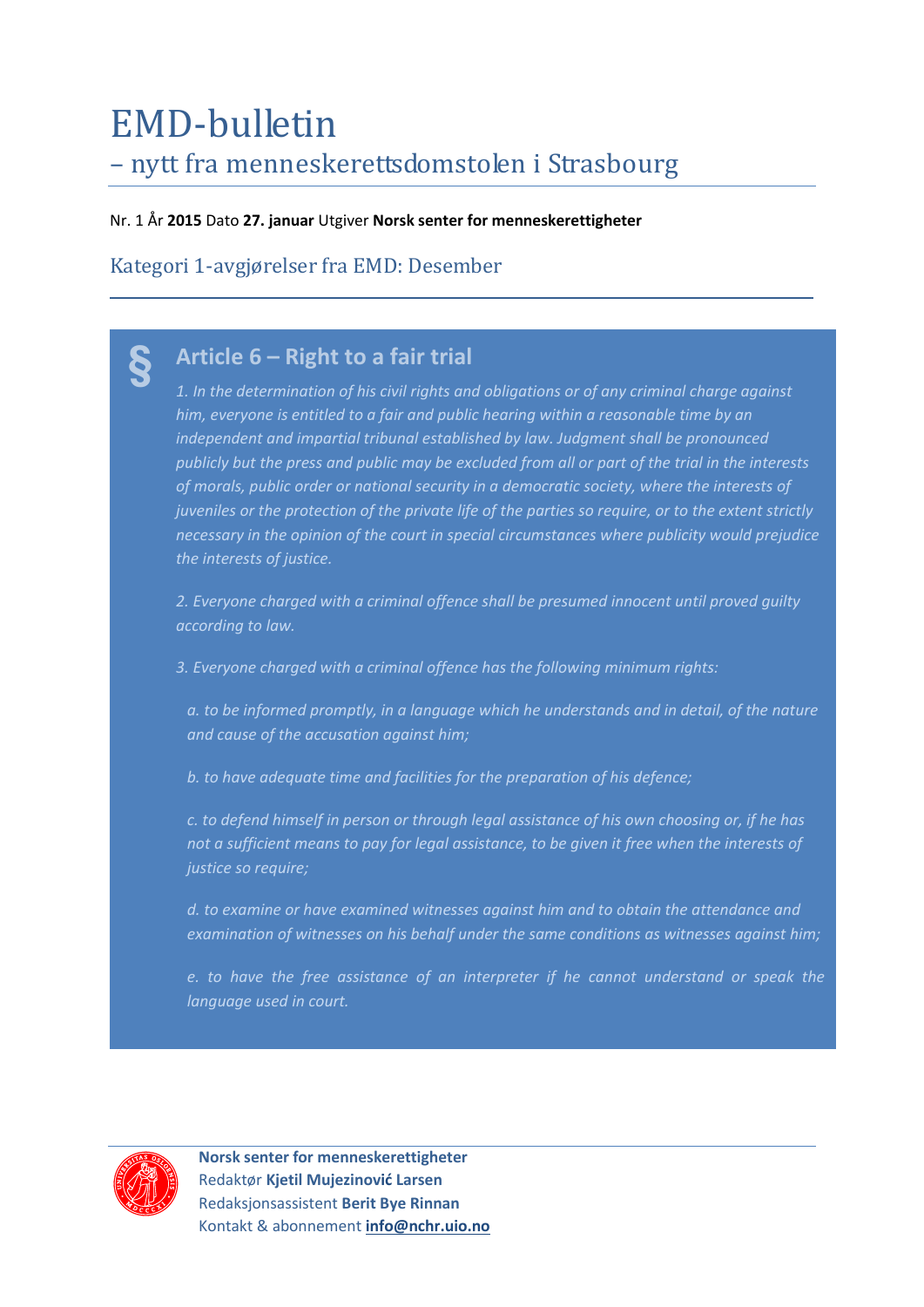# EMD-bulletin

## – nytt fra menneskerettsdomstolen i Strasbourg

Nr. 1 År **2015** Dato **27. januar** Utgiver **Norsk senter for menneskerettigheter**

## Kategori 1-avgjørelser fra EMD: Desember

§

### Article 6 – Right to a fair trial

*1. In the determination of his civil rights and obligations or of any criminal charge against him, everyone is entitled to a fair and public hearing within a reasonable time by an independent and impartial tribunal established by law. Judgment shall be pronounced publicly but the press and public may be excluded from all or part of the trial in the interests of morals, public order or national security in a democratic society, where the interests of juveniles or the protection of the private life of the parties so require, or to the extent strictly necessary in the opinion of the court in special circumstances where publicity would prejudice the interests of justice.*

*2. Everyone charged with a criminal offence shall be presumed innocent until proved guilty according to law.*

*3. Everyone charged with a criminal offence has the following minimum rights:*

*a. to be informed promptly, in a language which he understands and in detail, of the nature and cause of the accusation against him;*

*b. to have adequate time and facilities for the preparation of his defence;*

*c. to defend himself in person or through legal assistance of his own choosing or, if he has not a sufficient means to pay for legal assistance, to be given it free when the interests of justice so require;*

*d. to examine or have examined witnesses against him and to obtain the attendance and examination of witnesses on his behalf under the same conditions as witnesses against him;*

*e. to have the free assistance of an interpreter if he cannot understand or speak the language used in court.*

**Norsk senter for menneskerettigheter**
Redaktør **Kjetil Mujezinović Larsen**
Redaksjonsassistent **Berit Bye Rinnan**
Kontakt & abonnement **info@nchr.uio.no**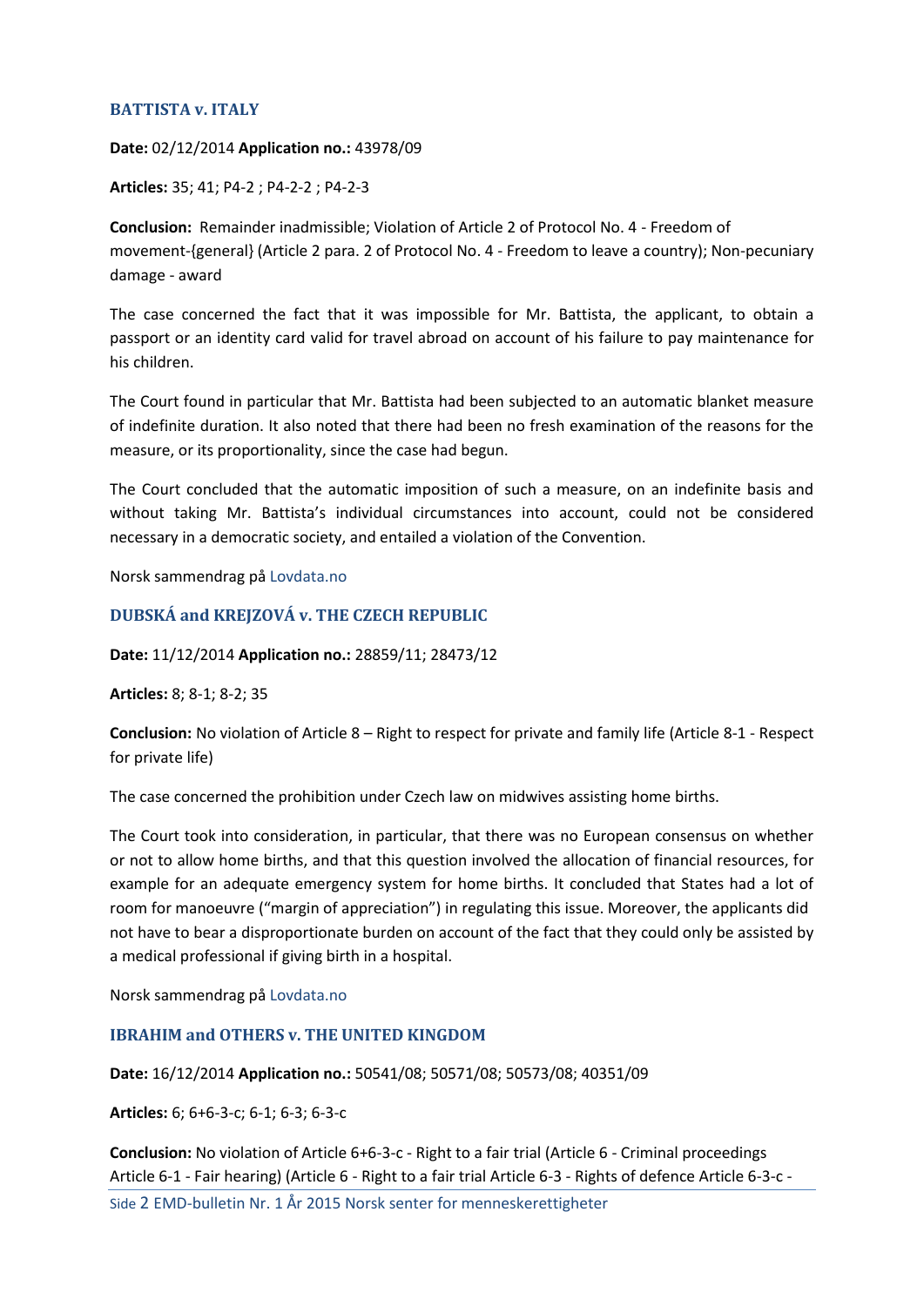### BATTISTA v. ITALY

**Date:** 02/12/2014 **Application no.:** 43978/09

**Articles:** 35; 41; P4-2 ; P4-2-2 ; P4-2-3

**Conclusion:** Remainder inadmissible; Violation of Article 2 of Protocol No. 4 - Freedom of movement-{general} (Article 2 para. 2 of Protocol No. 4 - Freedom to leave a country); Non-pecuniary damage - award

The case concerned the fact that it was impossible for Mr. Battista, the applicant, to obtain a passport or an identity card valid for travel abroad on account of his failure to pay maintenance for his children.

The Court found in particular that Mr. Battista had been subjected to an automatic blanket measure of indefinite duration. It also noted that there had been no fresh examination of the reasons for the measure, or its proportionality, since the case had begun.

The Court concluded that the automatic imposition of such a measure, on an indefinite basis and without taking Mr. Battista's individual circumstances into account, could not be considered necessary in a democratic society, and entailed a violation of the Convention.

Norsk sammendrag på Lovdata.no

### DUBSKÁ and KREJZOVÁ v. THE CZECH REPUBLIC

**Date:** 11/12/2014 **Application no.:** 28859/11; 28473/12

**Articles:** 8; 8-1; 8-2; 35

**Conclusion:** No violation of Article 8 – Right to respect for private and family life (Article 8-1 - Respect for private life)

The case concerned the prohibition under Czech law on midwives assisting home births.

The Court took into consideration, in particular, that there was no European consensus on whether or not to allow home births, and that this question involved the allocation of financial resources, for example for an adequate emergency system for home births. It concluded that States had a lot of room for manoeuvre ("margin of appreciation") in regulating this issue. Moreover, the applicants did not have to bear a disproportionate burden on account of the fact that they could only be assisted by a medical professional if giving birth in a hospital.

Norsk sammendrag på Lovdata.no

### IBRAHIM and OTHERS v. THE UNITED KINGDOM

**Date:** 16/12/2014 **Application no.:** 50541/08; 50571/08; 50573/08; 40351/09

**Articles:** 6; 6+6-3-c; 6-1; 6-3; 6-3-c

**Conclusion:** No violation of Article 6+6-3-c - Right to a fair trial (Article 6 - Criminal proceedings Article 6-1 - Fair hearing) (Article 6 - Right to a fair trial Article 6-3 - Rights of defence Article 6-3-c -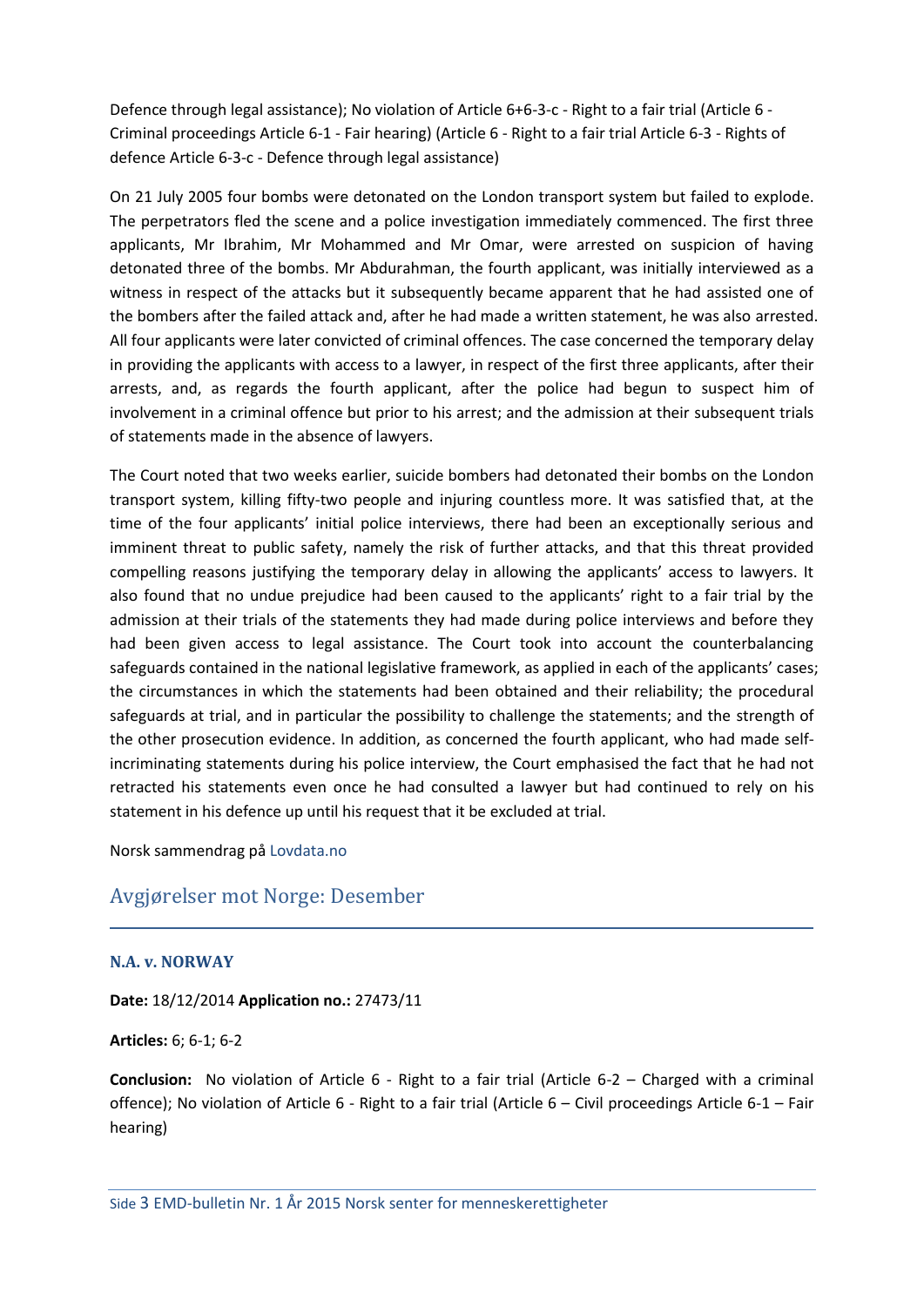Defence through legal assistance); No violation of Article 6+6-3-c - Right to a fair trial (Article 6 - Criminal proceedings Article 6-1 - Fair hearing) (Article 6 - Right to a fair trial Article 6-3 - Rights of defence Article 6-3-c - Defence through legal assistance)

On 21 July 2005 four bombs were detonated on the London transport system but failed to explode. The perpetrators fled the scene and a police investigation immediately commenced. The first three applicants, Mr Ibrahim, Mr Mohammed and Mr Omar, were arrested on suspicion of having detonated three of the bombs. Mr Abdurahman, the fourth applicant, was initially interviewed as a witness in respect of the attacks but it subsequently became apparent that he had assisted one of the bombers after the failed attack and, after he had made a written statement, he was also arrested. All four applicants were later convicted of criminal offences. The case concerned the temporary delay in providing the applicants with access to a lawyer, in respect of the first three applicants, after their arrests, and, as regards the fourth applicant, after the police had begun to suspect him of involvement in a criminal offence but prior to his arrest; and the admission at their subsequent trials of statements made in the absence of lawyers.

The Court noted that two weeks earlier, suicide bombers had detonated their bombs on the London transport system, killing fifty-two people and injuring countless more. It was satisfied that, at the time of the four applicants' initial police interviews, there had been an exceptionally serious and imminent threat to public safety, namely the risk of further attacks, and that this threat provided compelling reasons justifying the temporary delay in allowing the applicants' access to lawyers. It also found that no undue prejudice had been caused to the applicants' right to a fair trial by the admission at their trials of the statements they had made during police interviews and before they had been given access to legal assistance. The Court took into account the counterbalancing safeguards contained in the national legislative framework, as applied in each of the applicants' cases; the circumstances in which the statements had been obtained and their reliability; the procedural safeguards at trial, and in particular the possibility to challenge the statements; and the strength of the other prosecution evidence. In addition, as concerned the fourth applicant, who had made self-incriminating statements during his police interview, the Court emphasised the fact that he had not retracted his statements even once he had consulted a lawyer but had continued to rely on his statement in his defence up until his request that it be excluded at trial.

Norsk sammendrag på Lovdata.no

## Avgjørelser mot Norge: Desember

### N.A. v. NORWAY

**Date:** 18/12/2014 **Application no.:** 27473/11

**Articles:** 6; 6-1; 6-2

**Conclusion:** No violation of Article 6 - Right to a fair trial (Article 6-2 – Charged with a criminal offence); No violation of Article 6 - Right to a fair trial (Article 6 – Civil proceedings Article 6-1 – Fair hearing)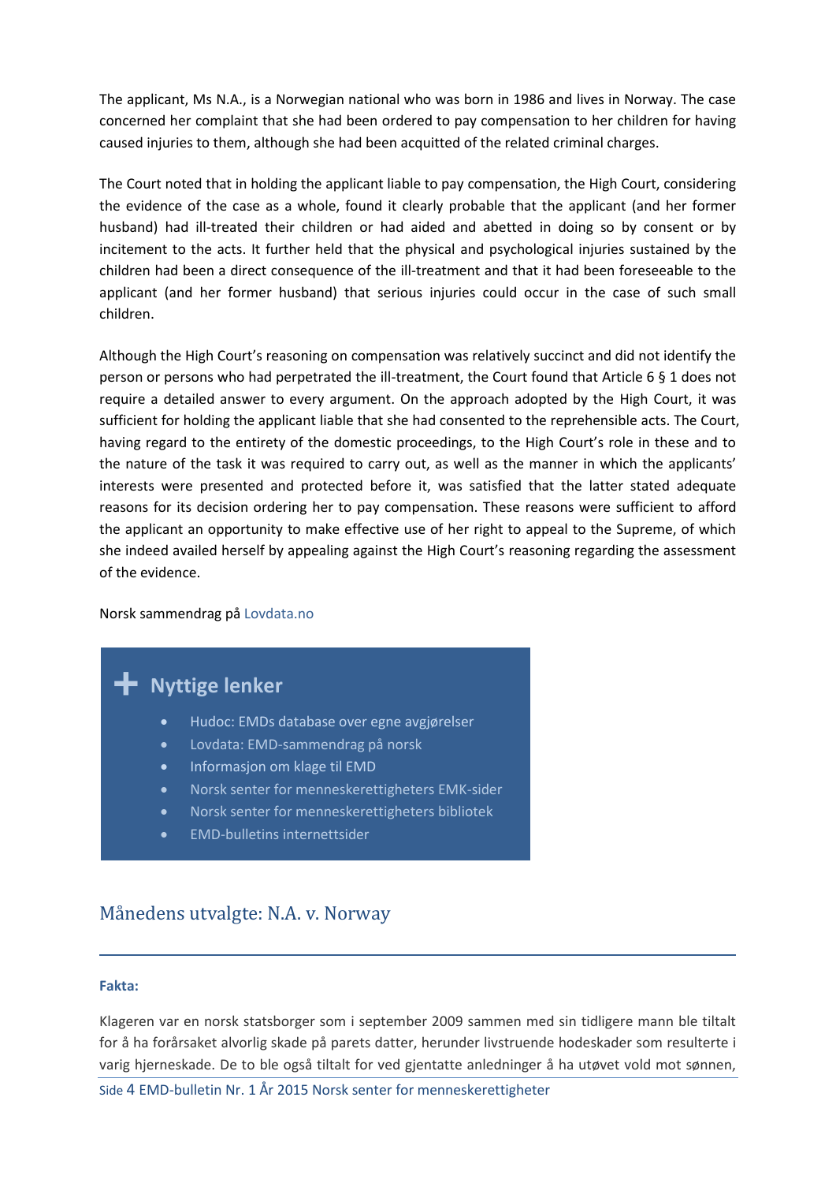The applicant, Ms N.A., is a Norwegian national who was born in 1986 and lives in Norway. The case concerned her complaint that she had been ordered to pay compensation to her children for having caused injuries to them, although she had been acquitted of the related criminal charges.

The Court noted that in holding the applicant liable to pay compensation, the High Court, considering the evidence of the case as a whole, found it clearly probable that the applicant (and her former husband) had ill-treated their children or had aided and abetted in doing so by consent or by incitement to the acts. It further held that the physical and psychological injuries sustained by the children had been a direct consequence of the ill-treatment and that it had been foreseeable to the applicant (and her former husband) that serious injuries could occur in the case of such small children.

Although the High Court's reasoning on compensation was relatively succinct and did not identify the person or persons who had perpetrated the ill-treatment, the Court found that Article 6 § 1 does not require a detailed answer to every argument. On the approach adopted by the High Court, it was sufficient for holding the applicant liable that she had consented to the reprehensible acts. The Court, having regard to the entirety of the domestic proceedings, to the High Court's role in these and to the nature of the task it was required to carry out, as well as the manner in which the applicants' interests were presented and protected before it, was satisfied that the latter stated adequate reasons for its decision ordering her to pay compensation. These reasons were sufficient to afford the applicant an opportunity to make effective use of her right to appeal to the Supreme, of which she indeed availed herself by appealing against the High Court's reasoning regarding the assessment of the evidence.

Norsk sammendrag på Lovdata.no

## Nyttige lenker

- Hudoc: EMDs database over egne avgjørelser
- Lovdata: EMD-sammendrag på norsk
- Informasjon om klage til EMD
- Norsk senter for menneskerettigheters EMK-sider
- Norsk senter for menneskerettigheters bibliotek
- EMD-bulletins internettsider

## Månedens utvalgte: N.A. v. Norway

**Fakta:**

Klageren var en norsk statsborger som i september 2009 sammen med sin tidligere mann ble tiltalt for å ha forårsaket alvorlig skade på parets datter, herunder livstruende hodeskader som resulterte i varig hjerneskade. De to ble også tiltalt for ved gjentatte anledninger å ha utøvet vold mot sønnen,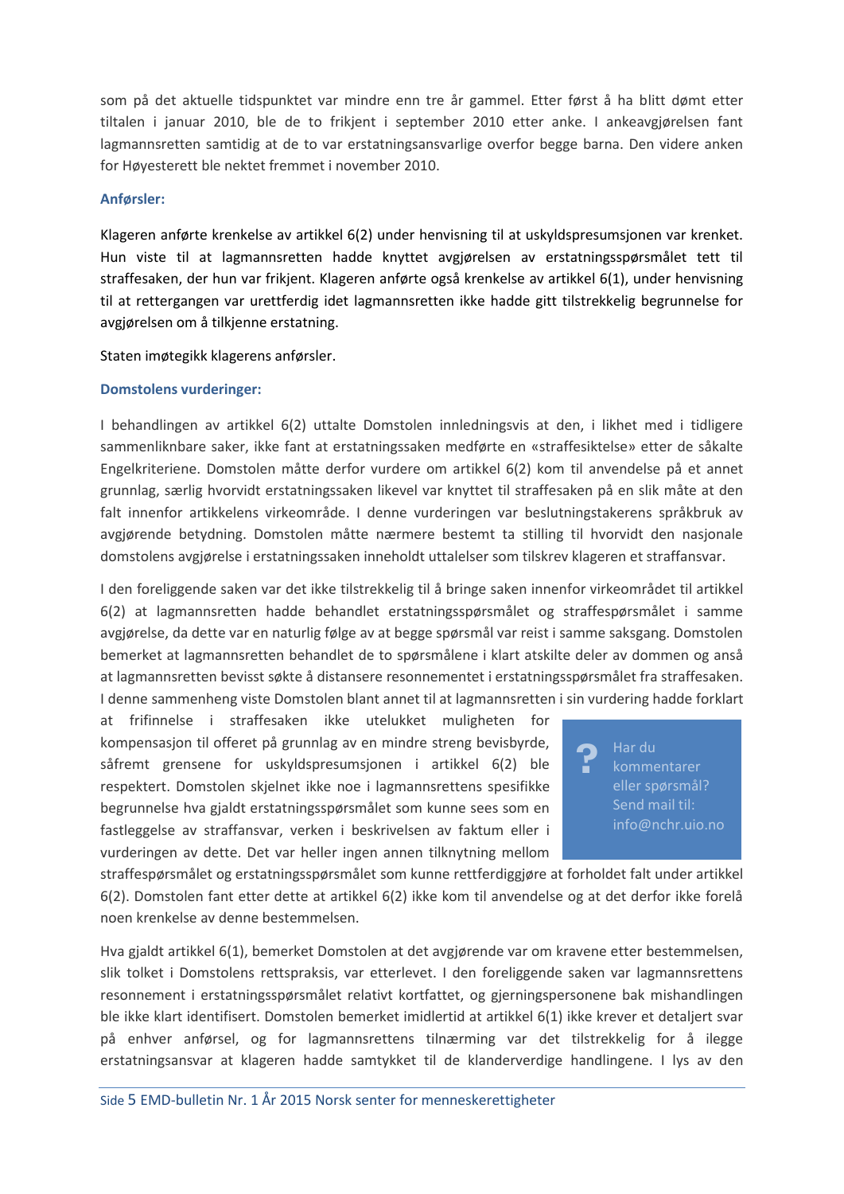som på det aktuelle tidspunktet var mindre enn tre år gammel. Etter først å ha blitt dømt etter tiltalen i januar 2010, ble de to frikjent i september 2010 etter anke. I ankeavgjørelsen fant lagmannsretten samtidig at de to var erstatningsansvarlige overfor begge barna. Den videre anken for Høyesterett ble nektet fremmet i november 2010.

### Anførsler:

Klageren anførte krenkelse av artikkel 6(2) under henvisning til at uskyldspresumsjonen var krenket. Hun viste til at lagmannsretten hadde knyttet avgjørelsen av erstatningsspørsmålet tett til straffesaken, der hun var frikjent. Klageren anførte også krenkelse av artikkel 6(1), under henvisning til at rettergangen var urettferdig idet lagmannsretten ikke hadde gitt tilstrekkelig begrunnelse for avgjørelsen om å tilkjenne erstatning.

Staten imøtegikk klagerens anførsler.

### Domstolens vurderinger:

I behandlingen av artikkel 6(2) uttalte Domstolen innledningsvis at den, i likhet med i tidligere sammenliknbare saker, ikke fant at erstatningssaken medførte en «straffesiktelse» etter de såkalte Engelkriteriene. Domstolen måtte derfor vurdere om artikkel 6(2) kom til anvendelse på et annet grunnlag, særlig hvorvidt erstatningssaken likevel var knyttet til straffesaken på en slik måte at den falt innenfor artikkelens virkeområde. I denne vurderingen var beslutningstakerens språkbruk av avgjørende betydning. Domstolen måtte nærmere bestemt ta stilling til hvorvidt den nasjonale domstolens avgjørelse i erstatningssaken inneholdt uttalelser som tilskrev klageren et straffansvar.

I den foreliggende saken var det ikke tilstrekkelig til å bringe saken innenfor virkeområdet til artikkel 6(2) at lagmannsretten hadde behandlet erstatningsspørsmålet og straffespørsmålet i samme avgjørelse, da dette var en naturlig følge av at begge spørsmål var reist i samme saksgang. Domstolen bemerket at lagmannsretten behandlet de to spørsmålene i klart atskilte deler av dommen og anså at lagmannsretten bevisst søkte å distansere resonnementet i erstatningsspørsmålet fra straffesaken. I denne sammenheng viste Domstolen blant annet til at lagmannsretten i sin vurdering hadde forklart at frifinnelse i straffesaken ikke utelukket muligheten for kompensasjon til offeret på grunnlag av en mindre streng bevisbyrde, såfremt grensene for uskyldspresumsjonen i artikkel 6(2) ble respektert. Domstolen skjelnet ikke noe i lagmannsrettens spesifikke begrunnelse hva gjaldt erstatningsspørsmålet som kunne sees som en fastleggelse av straffansvar, verken i beskrivelsen av faktum eller i vurderingen av dette. Det var heller ingen annen tilknytning mellom straffespørsmålet og erstatningsspørsmålet som kunne rettferdiggjøre at forholdet falt under artikkel 6(2). Domstolen fant etter dette at artikkel 6(2) ikke kom til anvendelse og at det derfor ikke forelå noen krenkelse av denne bestemmelsen.

> Har du kommentarer eller spørsmål? Send mail til: info@nchr.uio.no

Hva gjaldt artikkel 6(1), bemerket Domstolen at det avgjørende var om kravene etter bestemmelsen, slik tolket i Domstolens rettspraksis, var etterlevet. I den foreliggende saken var lagmannsrettens resonnement i erstatningsspørsmålet relativt kortfattet, og gjerningspersonene bak mishandlingen ble ikke klart identifisert. Domstolen bemerket imidlertid at artikkel 6(1) ikke krever et detaljert svar på enhver anførsel, og for lagmannsrettens tilnærming var det tilstrekkelig for å ilegge erstatningsansvar at klageren hadde samtykket til de klanderverdige handlingene. I lys av den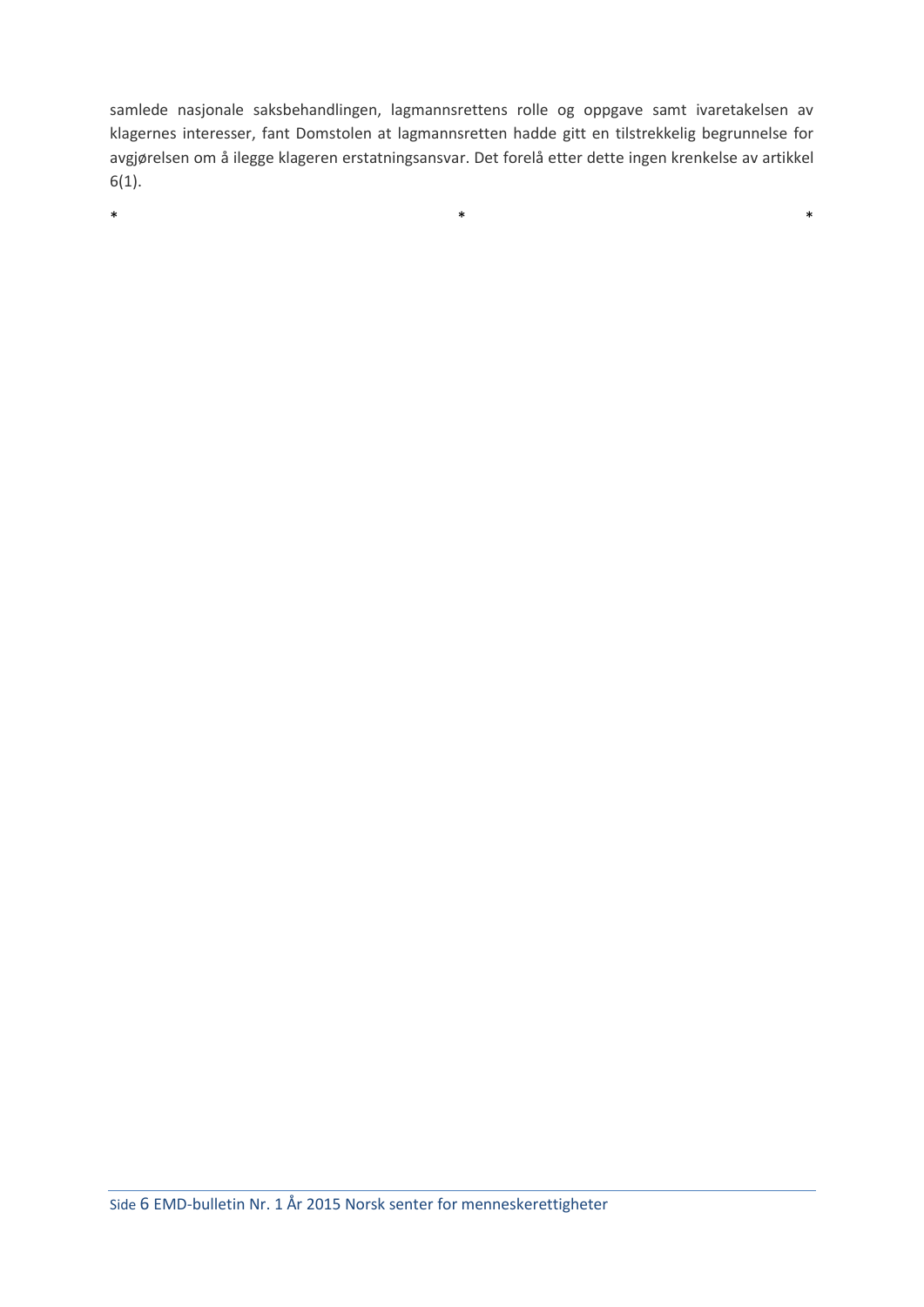samlede nasjonale saksbehandlingen, lagmannsrettens rolle og oppgave samt ivaretakelsen av klagernes interesser, fant Domstolen at lagmannsretten hadde gitt en tilstrekkelig begrunnelse for avgjørelsen om å ilegge klageren erstatningsansvar. Det forelå etter dette ingen krenkelse av artikkel 6(1).

*                    *                    *